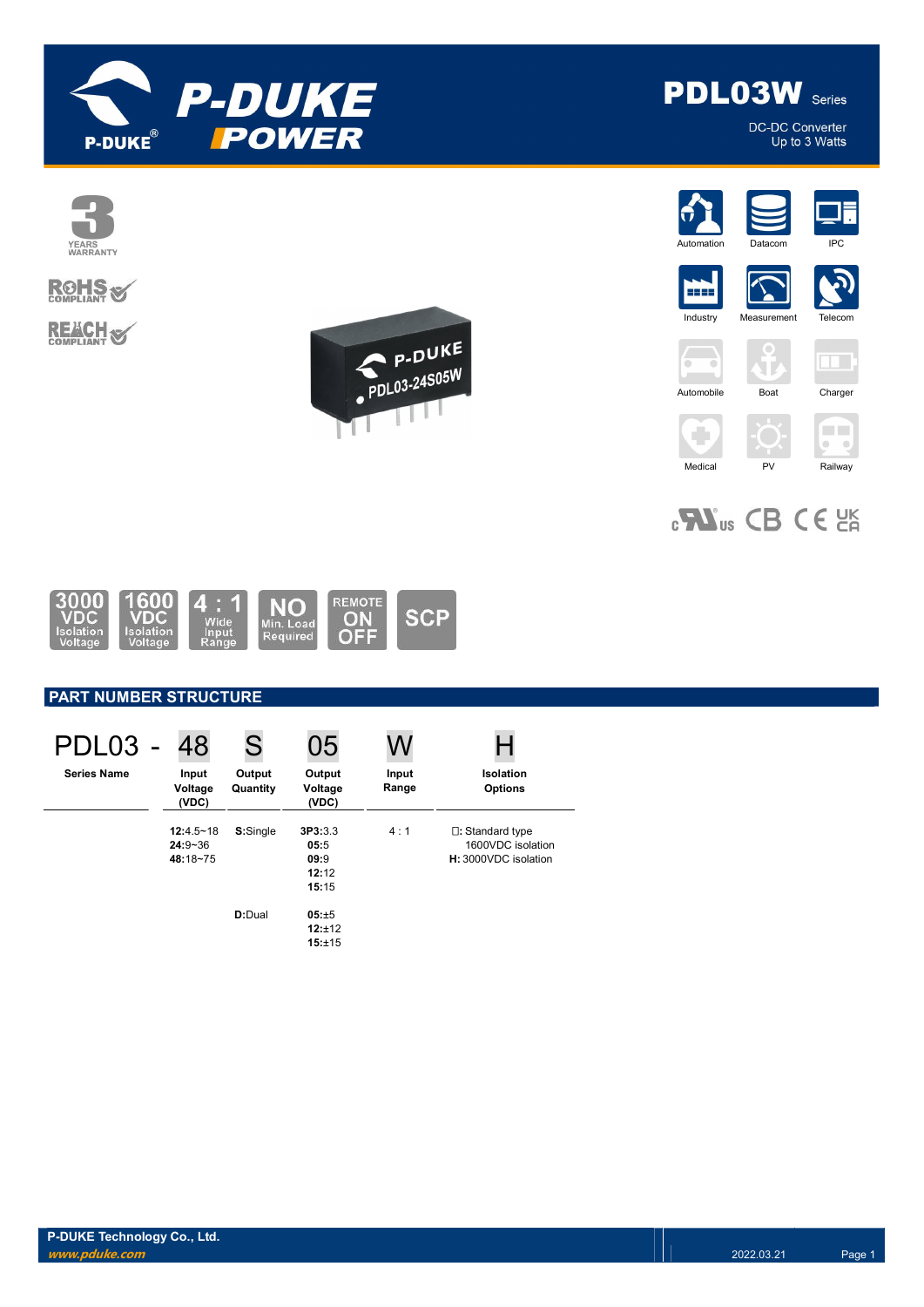# PDL03W Series

DC-DC Converter
Up to 3 Watts

3 YEARS WARRANTY

RoHS COMPLIANT

REACH COMPLIANT

Automation | Datacom | IPC | Industry | Measurement | Telecom | Automobile | Boat | Charger | Medical | PV | Railway

3000 VDC Isolation Voltage | 1600 VDC Isolation Voltage | 4 : 1 Wide Input Range | NO Min. Load Required | REMOTE ON OFF | SCP

## PART NUMBER STRUCTURE

| PDL03 - | 48 | S | 05 | W | H |
|---|---|---|---|---|---|
| Series Name | Input Voltage (VDC) | Output Quantity | Output Voltage (VDC) | Input Range | Isolation Options |
| | **12**:4.5~18<br>**24**:9~36<br>**48**:18~75 | **S**:Single | **3P3**:3.3<br>**05**:5<br>**09**:9<br>**12**:12<br>**15**:15 | 4 : 1 | □: Standard type 1600VDC isolation<br>**H:** 3000VDC isolation |
| | | **D**:Dual | **05**:±5<br>**12**:±12<br>**15**:±15 | | |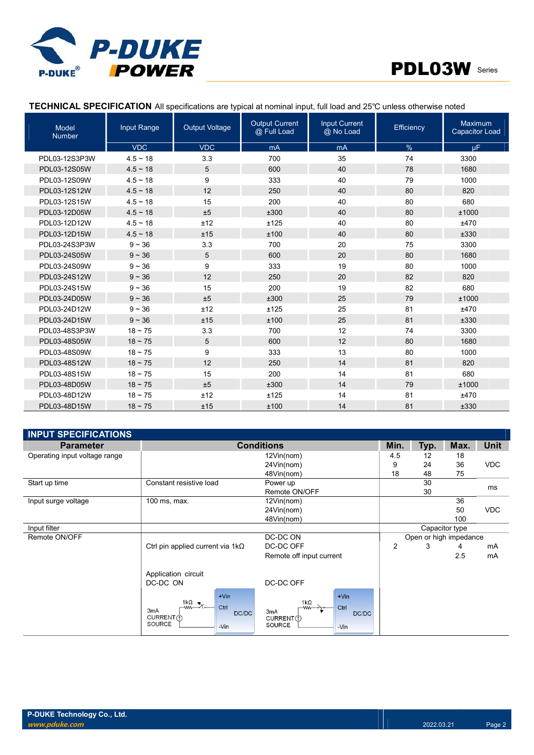## TECHNICAL SPECIFICATION

All specifications are typical at nominal input, full load and 25℃ unless otherwise noted

| Model Number | Input Range | Output Voltage | Output Current @ Full Load | Input Current @ No Load | Efficiency | Maximum Capacitor Load |
|---|---|---|---|---|---|---|
| | VDC | VDC | mA | mA | % | µF |
| PDL03-12S3P3W | 4.5 ~ 18 | 3.3 | 700 | 35 | 74 | 3300 |
| PDL03-12S05W | 4.5 ~ 18 | 5 | 600 | 40 | 78 | 1680 |
| PDL03-12S09W | 4.5 ~ 18 | 9 | 333 | 40 | 79 | 1000 |
| PDL03-12S12W | 4.5 ~ 18 | 12 | 250 | 40 | 80 | 820 |
| PDL03-12S15W | 4.5 ~ 18 | 15 | 200 | 40 | 80 | 680 |
| PDL03-12D05W | 4.5 ~ 18 | ±5 | ±300 | 40 | 80 | ±1000 |
| PDL03-12D12W | 4.5 ~ 18 | ±12 | ±125 | 40 | 80 | ±470 |
| PDL03-12D15W | 4.5 ~ 18 | ±15 | ±100 | 40 | 80 | ±330 |
| PDL03-24S3P3W | 9 ~ 36 | 3.3 | 700 | 20 | 75 | 3300 |
| PDL03-24S05W | 9 ~ 36 | 5 | 600 | 20 | 80 | 1680 |
| PDL03-24S09W | 9 ~ 36 | 9 | 333 | 19 | 80 | 1000 |
| PDL03-24S12W | 9 ~ 36 | 12 | 250 | 20 | 82 | 820 |
| PDL03-24S15W | 9 ~ 36 | 15 | 200 | 19 | 82 | 680 |
| PDL03-24D05W | 9 ~ 36 | ±5 | ±300 | 25 | 79 | ±1000 |
| PDL03-24D12W | 9 ~ 36 | ±12 | ±125 | 25 | 81 | ±470 |
| PDL03-24D15W | 9 ~ 36 | ±15 | ±100 | 25 | 81 | ±330 |
| PDL03-48S3P3W | 18 ~ 75 | 3.3 | 700 | 12 | 74 | 3300 |
| PDL03-48S05W | 18 ~ 75 | 5 | 600 | 12 | 80 | 1680 |
| PDL03-48S09W | 18 ~ 75 | 9 | 333 | 13 | 80 | 1000 |
| PDL03-48S12W | 18 ~ 75 | 12 | 250 | 14 | 81 | 820 |
| PDL03-48S15W | 18 ~ 75 | 15 | 200 | 14 | 81 | 680 |
| PDL03-48D05W | 18 ~ 75 | ±5 | ±300 | 14 | 79 | ±1000 |
| PDL03-48D12W | 18 ~ 75 | ±12 | ±125 | 14 | 81 | ±470 |
| PDL03-48D15W | 18 ~ 75 | ±15 | ±100 | 14 | 81 | ±330 |

## INPUT SPECIFICATIONS

| Parameter | Conditions | | Min. | Typ. | Max. | Unit |
|---|---|---|---|---|---|---|
| Operating input voltage range | | 12Vin(nom) | 4.5 | 12 | 18 | VDC |
| | | 24Vin(nom) | 9 | 24 | 36 | |
| | | 48Vin(nom) | 18 | 48 | 75 | |
| Start up time | Constant resistive load | Power up | | 30 | | ms |
| | | Remote ON/OFF | | 30 | | |
| Input surge voltage | 100 ms, max. | 12Vin(nom) | | | 36 | VDC |
| | | 24Vin(nom) | | | 50 | |
| | | 48Vin(nom) | | | 100 | |
| Input filter | | | Capacitor type | | | |
| Remote ON/OFF | | DC-DC ON | Open or high impedance | | | |
| | Ctrl pin applied current via 1kΩ | DC-DC OFF | 2 | 3 | 4 | mA |
| | | Remote off input current | | | 2.5 | mA |
| | Application circuit DC-DC ON | DC-DC OFF | | | | |

Application circuit:

DC-DC ON: 3mA CURRENT SOURCE — 1kΩ — (switch open) — Ctrl; +Vin, -Vin, DC/DC

DC-DC OFF: 3mA CURRENT SOURCE — 1kΩ — (switch closed) — Ctrl; +Vin, -Vin, DC/DC

P-DUKE Technology Co., Ltd.
www.pduke.com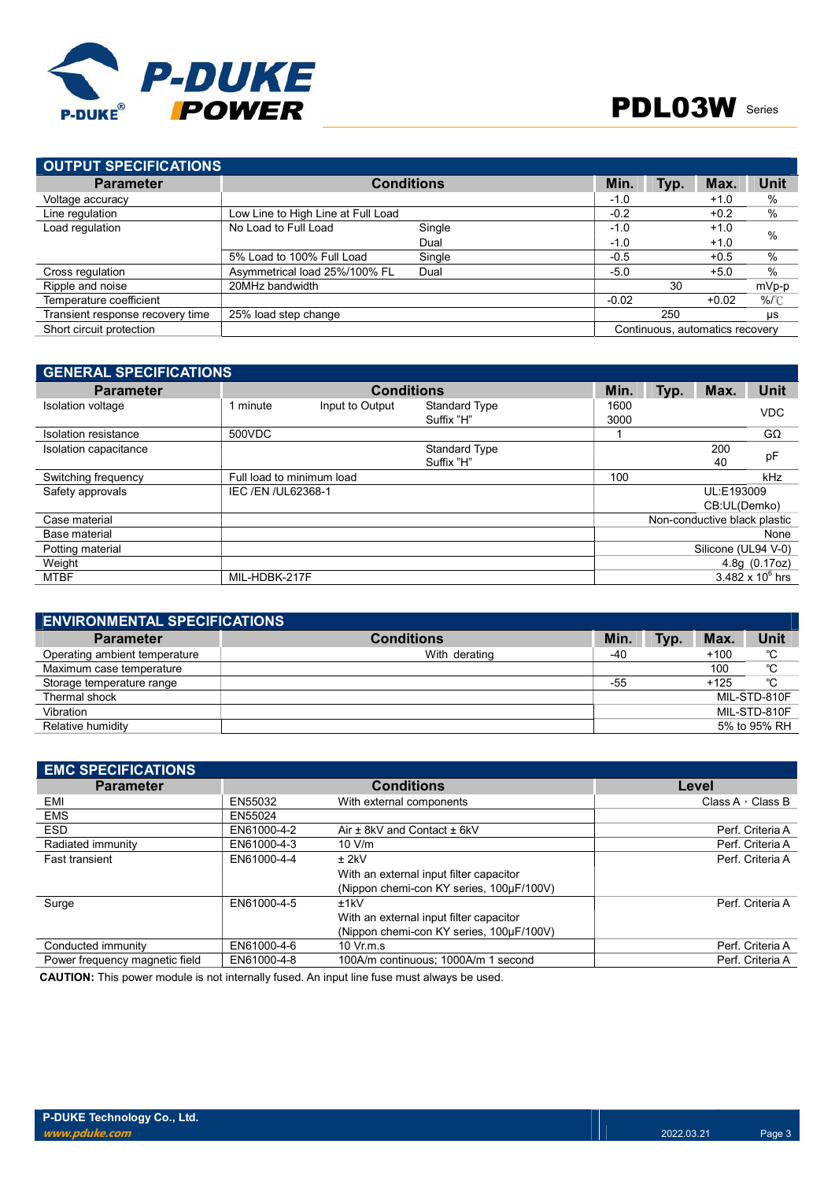## OUTPUT SPECIFICATIONS

| Parameter | Conditions | | Min. | Typ. | Max. | Unit |
|---|---|---|---|---|---|---|
| Voltage accuracy | | | -1.0 | | +1.0 | % |
| Line regulation | Low Line to High Line at Full Load | | -0.2 | | +0.2 | % |
| Load regulation | No Load to Full Load | Single | -1.0 | | +1.0 | % |
| | | Dual | -1.0 | | +1.0 | |
| | 5% Load to 100% Full Load | Single | -0.5 | | +0.5 | % |
| Cross regulation | Asymmetrical load 25%/100% FL | Dual | -5.0 | | +5.0 | % |
| Ripple and noise | 20MHz bandwidth | | | 30 | | mVp-p |
| Temperature coefficient | | | -0.02 | | +0.02 | %/℃ |
| Transient response recovery time | 25% load step change | | | 250 | | μs |
| Short circuit protection | | | Continuous, automatics recovery | | | |

## GENERAL SPECIFICATIONS

| Parameter | Conditions | | | Min. | Typ. | Max. | Unit |
|---|---|---|---|---|---|---|---|
| Isolation voltage | 1 minute | Input to Output | Standard Type | 1600 | | | VDC |
| | | | Suffix "H" | 3000 | | | |
| Isolation resistance | 500VDC | | | 1 | | | GΩ |
| Isolation capacitance | | | Standard Type | | | 200 | pF |
| | | | Suffix "H" | | | 40 | |
| Switching frequency | Full load to minimum load | | | 100 | | | kHz |
| Safety approvals | IEC /EN /UL62368-1 | | | UL:E193009<br>CB:UL(Demko) | | | |
| Case material | | | | Non-conductive black plastic | | | |
| Base material | | | | None | | | |
| Potting material | | | | Silicone (UL94 V-0) | | | |
| Weight | | | | 4.8g (0.17oz) | | | |
| MTBF | MIL-HDBK-217F | | | $3.482 \times 10^{6}$ hrs | | | |

## ENVIRONMENTAL SPECIFICATIONS

| Parameter | Conditions | Min. | Typ. | Max. | Unit |
|---|---|---|---|---|---|
| Operating ambient temperature | With derating | -40 | | +100 | ℃ |
| Maximum case temperature | | | | 100 | ℃ |
| Storage temperature range | | -55 | | +125 | ℃ |
| Thermal shock | | MIL-STD-810F | | | |
| Vibration | | MIL-STD-810F | | | |
| Relative humidity | | 5% to 95% RH | | | |

## EMC SPECIFICATIONS

| Parameter | Conditions | | Level |
|---|---|---|---|
| EMI | EN55032 | With external components | Class A , Class B |
| EMS | EN55024 | | |
| ESD | EN61000-4-2 | Air ± 8kV and Contact ± 6kV | Perf. Criteria A |
| Radiated immunity | EN61000-4-3 | 10 V/m | Perf. Criteria A |
| Fast transient | EN61000-4-4 | ± 2kV<br>With an external input filter capacitor<br>(Nippon chemi-con KY series, 100μF/100V) | Perf. Criteria A |
| Surge | EN61000-4-5 | ±1kV<br>With an external input filter capacitor<br>(Nippon chemi-con KY series, 100μF/100V) | Perf. Criteria A |
| Conducted immunity | EN61000-4-6 | 10 Vr.m.s | Perf. Criteria A |
| Power frequency magnetic field | EN61000-4-8 | 100A/m continuous; 1000A/m 1 second | Perf. Criteria A |

**CAUTION:** This power module is not internally fused. An input line fuse must always be used.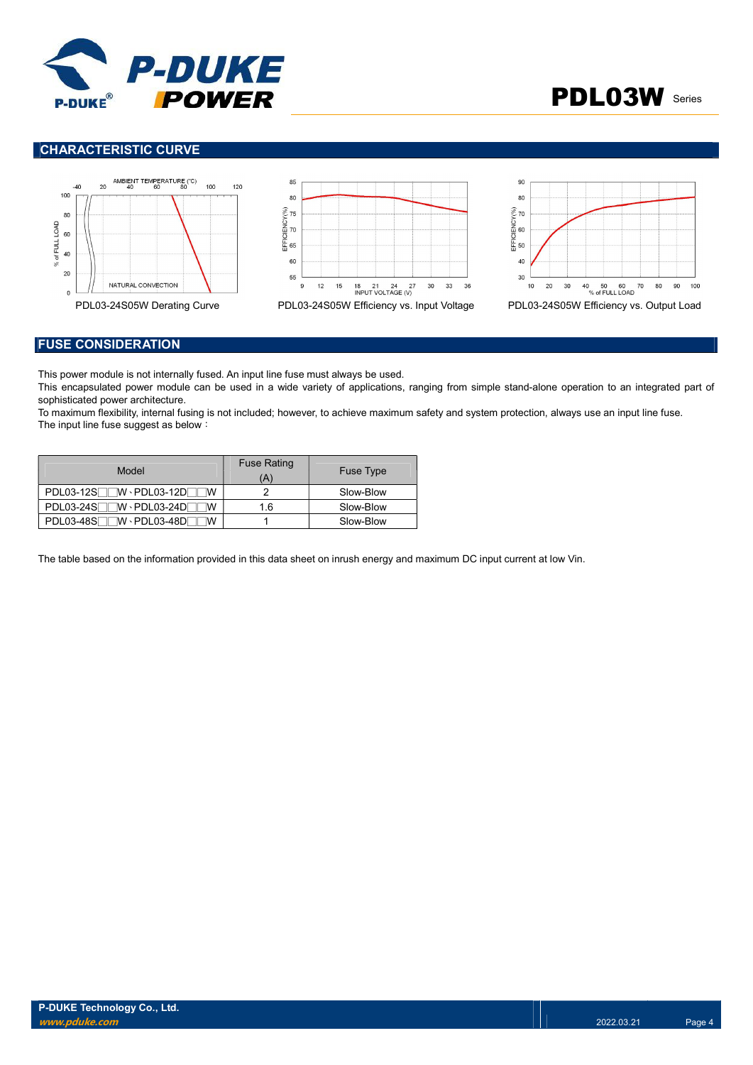## CHARACTERISTIC CURVE

PDL03-24S05W Derating Curve

PDL03-24S05W Efficiency vs. Input Voltage

PDL03-24S05W Efficiency vs. Output Load

## FUSE CONSIDERATION

This power module is not internally fused. An input line fuse must always be used.
This encapsulated power module can be used in a wide variety of applications, ranging from simple stand-alone operation to an integrated part of sophisticated power architecture.
To maximum flexibility, internal fusing is not included; however, to achieve maximum safety and system protection, always use an input line fuse.
The input line fuse suggest as below：

| Model | Fuse Rating (A) | Fuse Type |
|---|---|---|
| PDL03-12S□□W、PDL03-12D□□W | 2 | Slow-Blow |
| PDL03-24S□□W、PDL03-24D□□W | 1.6 | Slow-Blow |
| PDL03-48S□□W、PDL03-48D□□W | 1 | Slow-Blow |

The table based on the information provided in this data sheet on inrush energy and maximum DC input current at low Vin.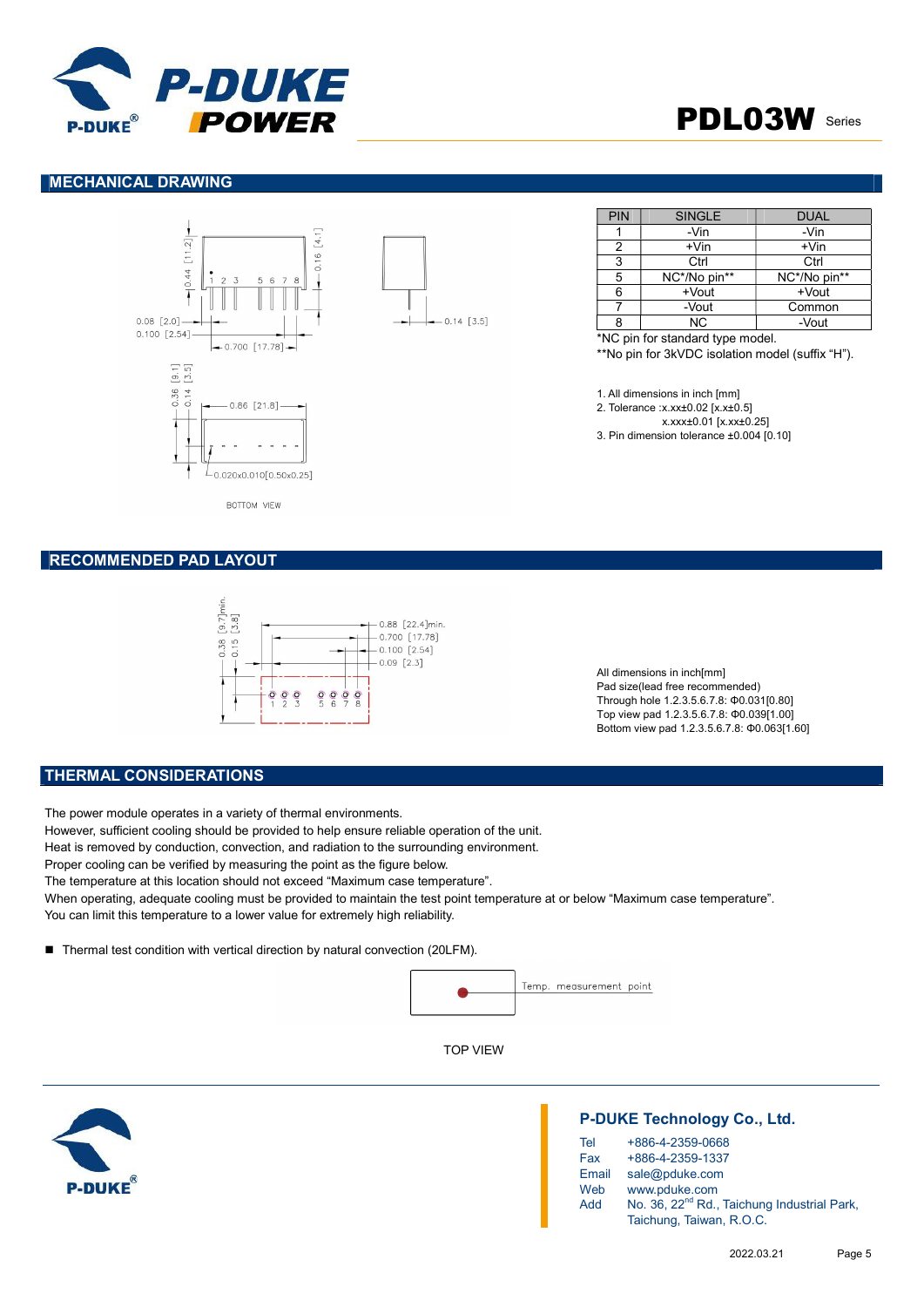## MECHANICAL DRAWING

0.44 [11.2]
0.16 [4.1]
1 2 3 5 6 7 8
0.08 [2.0]
0.100 [2.54]
0.700 [17.78]
0.14 [3.5]
0.36 [9.1]
0.14 [3.5]
0.86 [21.8]
0.020x0.010[0.50x0.25]
BOTTOM VIEW

| PIN | SINGLE | DUAL |
|---|---|---|
| 1 | -Vin | -Vin |
| 2 | +Vin | +Vin |
| 3 | Ctrl | Ctrl |
| 5 | NC*/No pin** | NC*/No pin** |
| 6 | +Vout | +Vout |
| 7 | -Vout | Common |
| 8 | NC | -Vout |

*NC pin for standard type model.
**No pin for 3kVDC isolation model (suffix "H").

1. All dimensions in inch [mm]
2. Tolerance :x.xx±0.02 [x.x±0.5]
   x.xxx±0.01 [x.xx±0.25]
3. Pin dimension tolerance ±0.004 [0.10]

## RECOMMENDED PAD LAYOUT

0.38 [9.7]min.
0.15 [3.8]
0.88 [22.4]min.
0.700 [17.78]
0.100 [2.54]
0.09 [2.3]
1 2 3 5 6 7 8

All dimensions in inch[mm]
Pad size(lead free recommended)
Through hole 1.2.3.5.6.7.8: Φ0.031[0.80]
Top view pad 1.2.3.5.6.7.8: Φ0.039[1.00]
Bottom view pad 1.2.3.5.6.7.8: Φ0.063[1.60]

## THERMAL CONSIDERATIONS

The power module operates in a variety of thermal environments.
However, sufficient cooling should be provided to help ensure reliable operation of the unit.
Heat is removed by conduction, convection, and radiation to the surrounding environment.
Proper cooling can be verified by measuring the point as the figure below.
The temperature at this location should not exceed "Maximum case temperature".
When operating, adequate cooling must be provided to maintain the test point temperature at or below "Maximum case temperature".
You can limit this temperature to a lower value for extremely high reliability.

- Thermal test condition with vertical direction by natural convection (20LFM).

Temp. measurement point

TOP VIEW

**P-DUKE Technology Co., Ltd.**

Tel +886-4-2359-0668
Fax +886-4-2359-1337
Email sale@pduke.com
Web www.pduke.com
Add No. 36, 22nd Rd., Taichung Industrial Park, Taichung, Taiwan, R.O.C.

2022.03.21